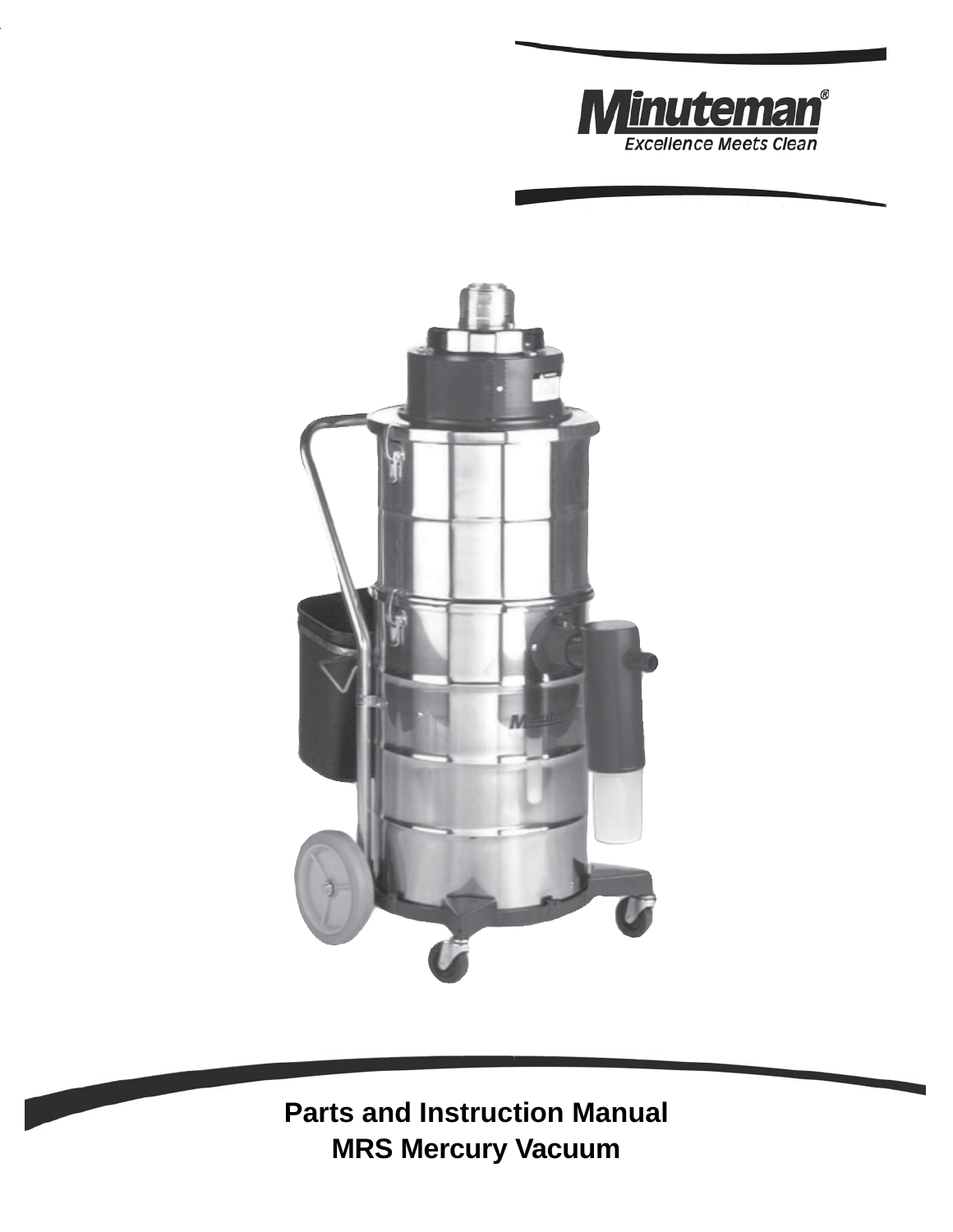Minuteman®

Excellence Meets Clean

# Parts and Instruction Manual

# MRS Mercury Vacuum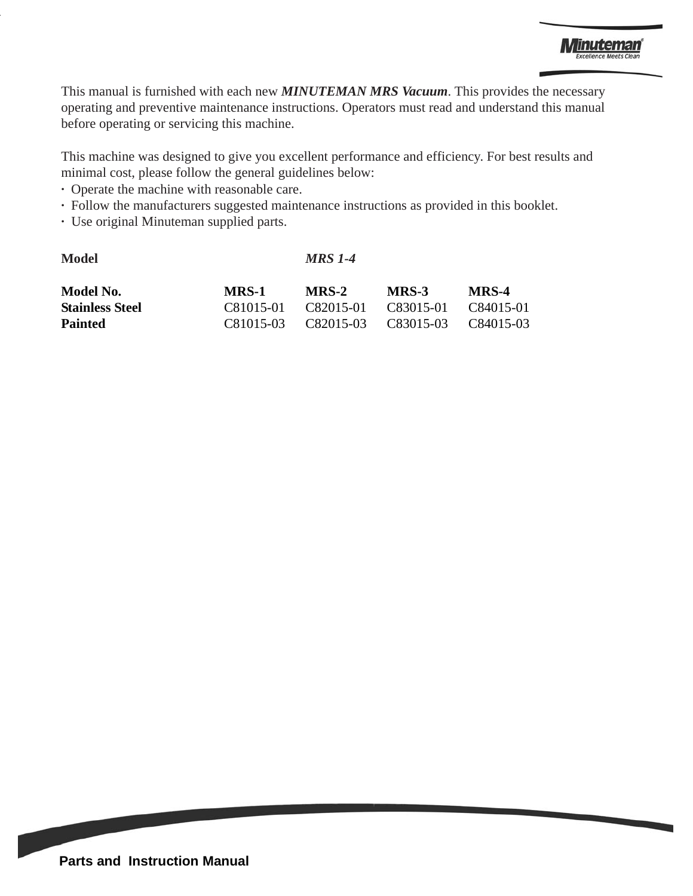This manual is furnished with each new ***MINUTEMAN MRS Vacuum***. This provides the necessary operating and preventive maintenance instructions. Operators must read and understand this manual before operating or servicing this machine.

This machine was designed to give you excellent performance and efficiency. For best results and minimal cost, please follow the general guidelines below:

- Operate the machine with reasonable care.
- Follow the manufacturers suggested maintenance instructions as provided in this booklet.
- Use original Minuteman supplied parts.

| **Model** | | ***MRS 1-4*** | | |
|---|---|---|---|---|
| **Model No.** | **MRS-1** | **MRS-2** | **MRS-3** | **MRS-4** |
| **Stainless Steel** | C81015-01 | C82015-01 | C83015-01 | C84015-01 |
| **Painted** | C81015-03 | C82015-03 | C83015-03 | C84015-03 |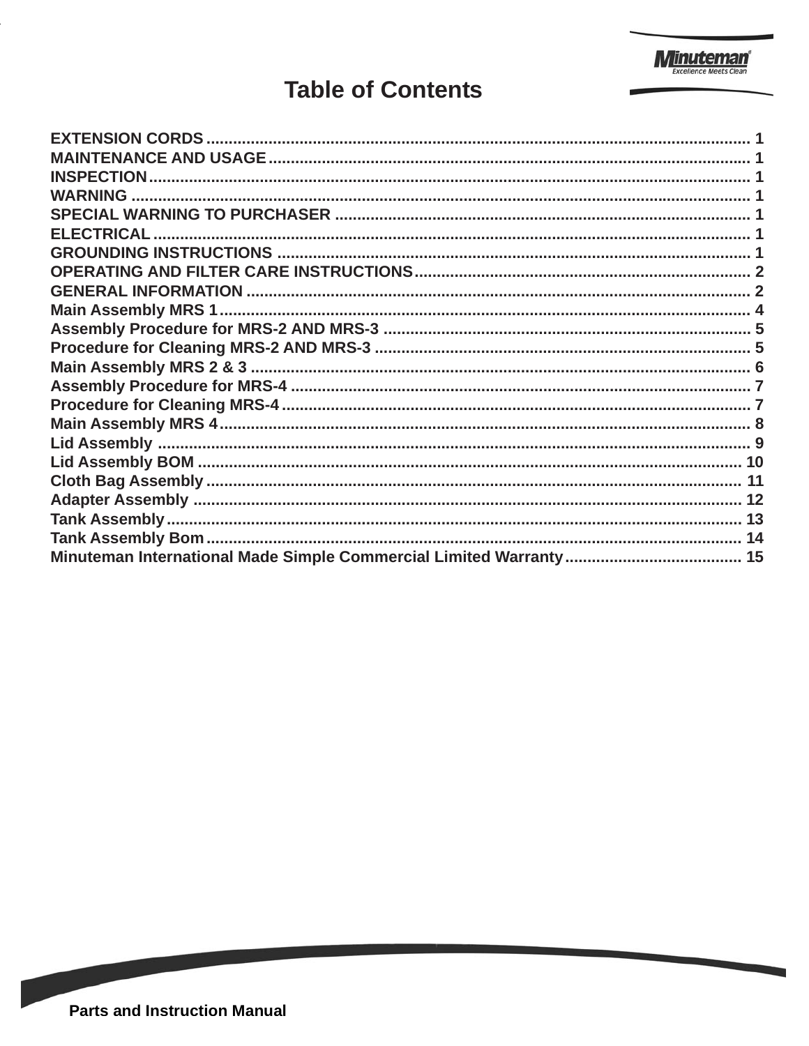# Table of Contents

| Section | Page |
| --- | --- |
| EXTENSION CORDS | 1 |
| MAINTENANCE AND USAGE | 1 |
| INSPECTION | 1 |
| WARNING | 1 |
| SPECIAL WARNING TO PURCHASER | 1 |
| ELECTRICAL | 1 |
| GROUNDING INSTRUCTIONS | 1 |
| OPERATING AND FILTER CARE INSTRUCTIONS | 2 |
| GENERAL INFORMATION | 2 |
| Main Assembly MRS 1 | 4 |
| Assembly Procedure for MRS-2 AND MRS-3 | 5 |
| Procedure for Cleaning MRS-2 AND MRS-3 | 5 |
| Main Assembly MRS 2 & 3 | 6 |
| Assembly Procedure for MRS-4 | 7 |
| Procedure for Cleaning MRS-4 | 7 |
| Main Assembly MRS 4 | 8 |
| Lid Assembly | 9 |
| Lid Assembly BOM | 10 |
| Cloth Bag Assembly | 11 |
| Adapter Assembly | 12 |
| Tank Assembly | 13 |
| Tank Assembly Bom | 14 |
| Minuteman International Made Simple Commercial Limited Warranty | 15 |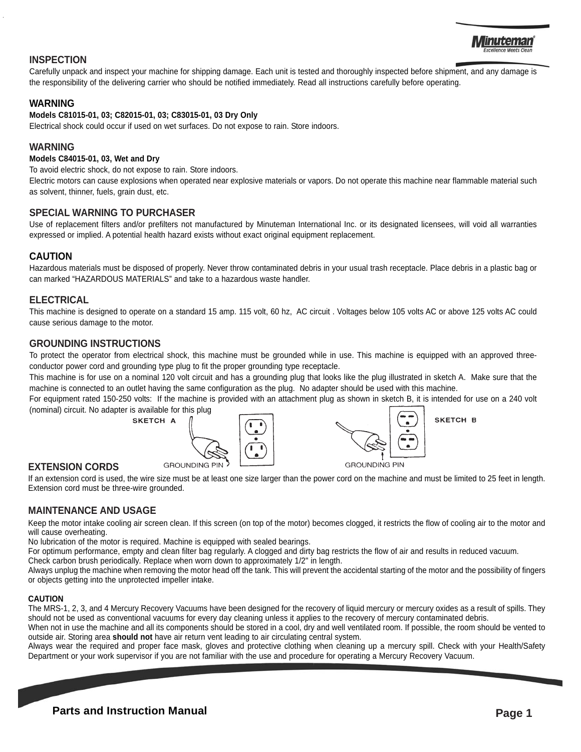## INSPECTION

Carefully unpack and inspect your machine for shipping damage. Each unit is tested and thoroughly inspected before shipment, and any damage is the responsibility of the delivering carrier who should be notified immediately. Read all instructions carefully before operating.

## WARNING

**Models C81015-01, 03; C82015-01, 03; C83015-01, 03 Dry Only**

Electrical shock could occur if used on wet surfaces. Do not expose to rain. Store indoors.

## WARNING

**Models C84015-01, 03, Wet and Dry**

To avoid electric shock, do not expose to rain. Store indoors.

Electric motors can cause explosions when operated near explosive materials or vapors. Do not operate this machine near flammable material such as solvent, thinner, fuels, grain dust, etc.

## SPECIAL WARNING TO PURCHASER

Use of replacement filters and/or prefilters not manufactured by Minuteman International Inc. or its designated licensees, will void all warranties expressed or implied. A potential health hazard exists without exact original equipment replacement.

## CAUTION

Hazardous materials must be disposed of properly. Never throw contaminated debris in your usual trash receptacle. Place debris in a plastic bag or can marked "HAZARDOUS MATERIALS" and take to a hazardous waste handler.

## ELECTRICAL

This machine is designed to operate on a standard 15 amp. 115 volt, 60 hz, AC circuit . Voltages below 105 volts AC or above 125 volts AC could cause serious damage to the motor.

## GROUNDING INSTRUCTIONS

To protect the operator from electrical shock, this machine must be grounded while in use. This machine is equipped with an approved three-conductor power cord and grounding type plug to fit the proper grounding type receptacle.

This machine is for use on a nominal 120 volt circuit and has a grounding plug that looks like the plug illustrated in sketch A. Make sure that the machine is connected to an outlet having the same configuration as the plug. No adapter should be used with this machine.

For equipment rated 150-250 volts: If the machine is provided with an attachment plug as shown in sketch B, it is intended for use on a 240 volt (nominal) circuit. No adapter is available for this plug

SKETCH A

GROUNDING PIN

SKETCH B

GROUNDING PIN

## EXTENSION CORDS

If an extension cord is used, the wire size must be at least one size larger than the power cord on the machine and must be limited to 25 feet in length. Extension cord must be three-wire grounded.

## MAINTENANCE AND USAGE

Keep the motor intake cooling air screen clean. If this screen (on top of the motor) becomes clogged, it restricts the flow of cooling air to the motor and will cause overheating.

No lubrication of the motor is required. Machine is equipped with sealed bearings.

For optimum performance, empty and clean filter bag regularly. A clogged and dirty bag restricts the flow of air and results in reduced vacuum.

Check carbon brush periodically. Replace when worn down to approximately 1/2" in length.

Always unplug the machine when removing the motor head off the tank. This will prevent the accidental starting of the motor and the possibility of fingers or objects getting into the unprotected impeller intake.

### CAUTION

The MRS-1, 2, 3, and 4 Mercury Recovery Vacuums have been designed for the recovery of liquid mercury or mercury oxides as a result of spills. They should not be used as conventional vacuums for every day cleaning unless it applies to the recovery of mercury contaminated debris.

When not in use the machine and all its components should be stored in a cool, dry and well ventilated room. If possible, the room should be vented to outside air. Storing area **should not** have air return vent leading to air circulating central system.

Always wear the required and proper face mask, gloves and protective clothing when cleaning up a mercury spill. Check with your Health/Safety Department or your work supervisor if you are not familiar with the use and procedure for operating a Mercury Recovery Vacuum.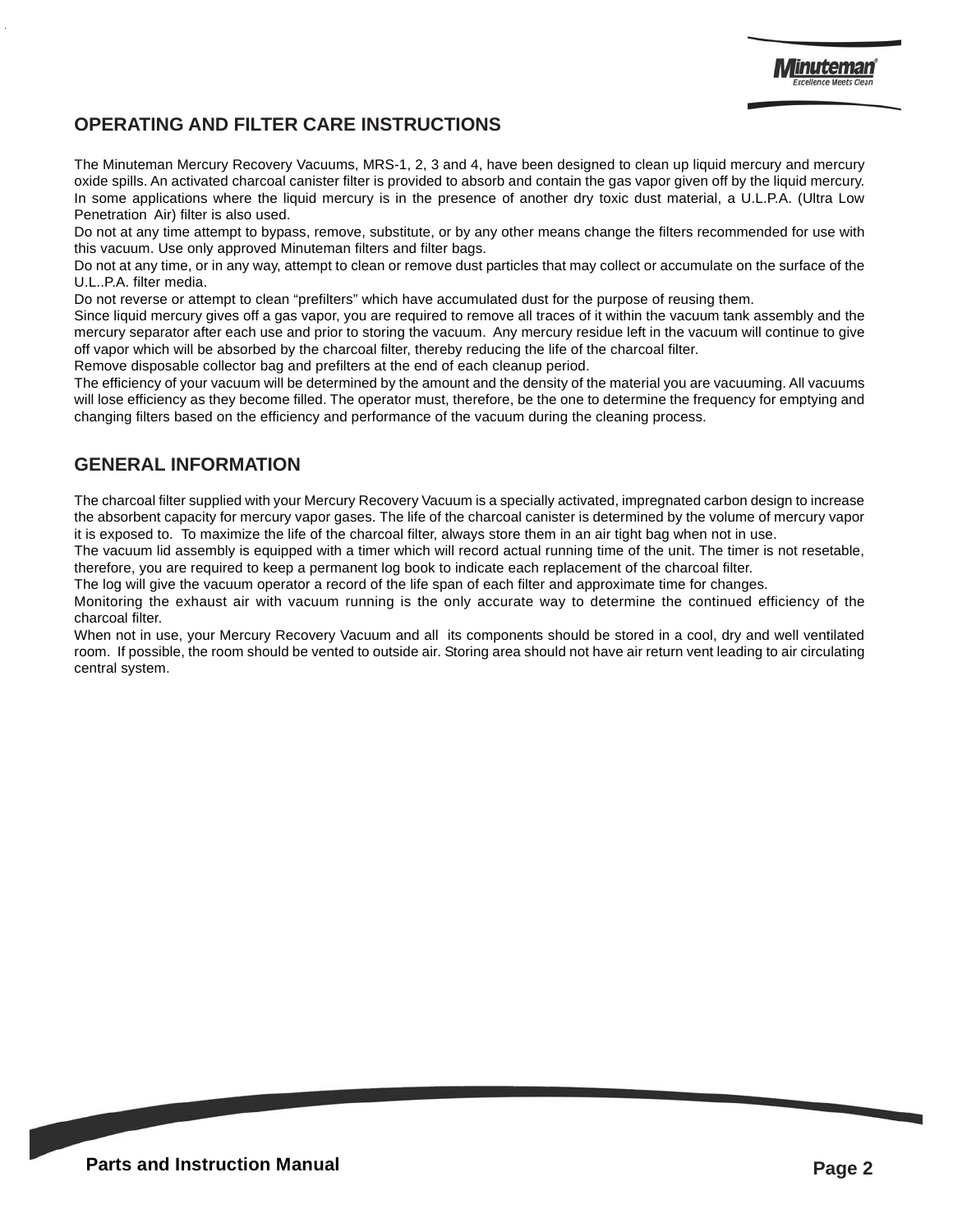## OPERATING AND FILTER CARE INSTRUCTIONS

The Minuteman Mercury Recovery Vacuums, MRS-1, 2, 3 and 4, have been designed to clean up liquid mercury and mercury oxide spills. An activated charcoal canister filter is provided to absorb and contain the gas vapor given off by the liquid mercury. In some applications where the liquid mercury is in the presence of another dry toxic dust material, a U.L.P.A. (Ultra Low Penetration Air) filter is also used.

Do not at any time attempt to bypass, remove, substitute, or by any other means change the filters recommended for use with this vacuum. Use only approved Minuteman filters and filter bags.

Do not at any time, or in any way, attempt to clean or remove dust particles that may collect or accumulate on the surface of the U.L..P.A. filter media.

Do not reverse or attempt to clean “prefilters” which have accumulated dust for the purpose of reusing them.

Since liquid mercury gives off a gas vapor, you are required to remove all traces of it within the vacuum tank assembly and the mercury separator after each use and prior to storing the vacuum. Any mercury residue left in the vacuum will continue to give off vapor which will be absorbed by the charcoal filter, thereby reducing the life of the charcoal filter.

Remove disposable collector bag and prefilters at the end of each cleanup period.

The efficiency of your vacuum will be determined by the amount and the density of the material you are vacuuming. All vacuums will lose efficiency as they become filled. The operator must, therefore, be the one to determine the frequency for emptying and changing filters based on the efficiency and performance of the vacuum during the cleaning process.

## GENERAL INFORMATION

The charcoal filter supplied with your Mercury Recovery Vacuum is a specially activated, impregnated carbon design to increase the absorbent capacity for mercury vapor gases. The life of the charcoal canister is determined by the volume of mercury vapor it is exposed to. To maximize the life of the charcoal filter, always store them in an air tight bag when not in use.

The vacuum lid assembly is equipped with a timer which will record actual running time of the unit. The timer is not resetable, therefore, you are required to keep a permanent log book to indicate each replacement of the charcoal filter.

The log will give the vacuum operator a record of the life span of each filter and approximate time for changes.

Monitoring the exhaust air with vacuum running is the only accurate way to determine the continued efficiency of the charcoal filter.

When not in use, your Mercury Recovery Vacuum and all its components should be stored in a cool, dry and well ventilated room. If possible, the room should be vented to outside air. Storing area should not have air return vent leading to air circulating central system.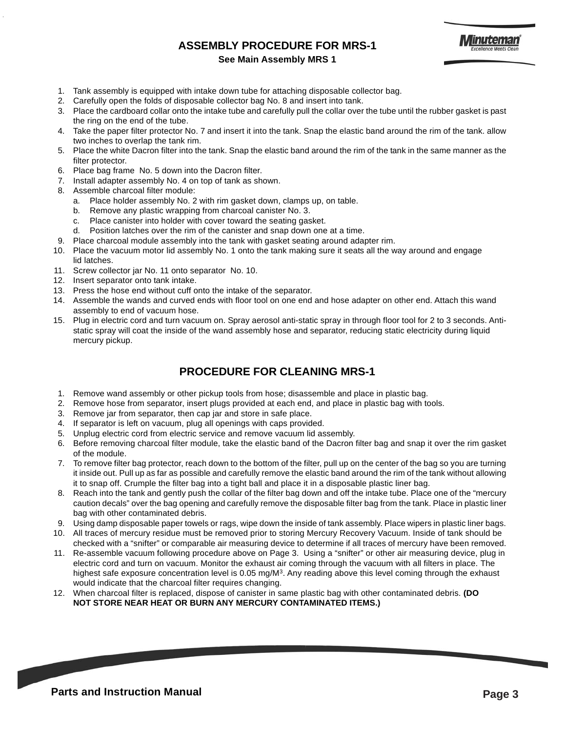## ASSEMBLY PROCEDURE FOR MRS-1

**See Main Assembly MRS 1**

1. Tank assembly is equipped with intake down tube for attaching disposable collector bag.
2. Carefully open the folds of disposable collector bag No. 8 and insert into tank.
3. Place the cardboard collar onto the intake tube and carefully pull the collar over the tube until the rubber gasket is past the ring on the end of the tube.
4. Take the paper filter protector No. 7 and insert it into the tank. Snap the elastic band around the rim of the tank. allow two inches to overlap the tank rim.
5. Place the white Dacron filter into the tank. Snap the elastic band around the rim of the tank in the same manner as the filter protector.
6. Place bag frame No. 5 down into the Dacron filter.
7. Install adapter assembly No. 4 on top of tank as shown.
8. Assemble charcoal filter module:
   a. Place holder assembly No. 2 with rim gasket down, clamps up, on table.
   b. Remove any plastic wrapping from charcoal canister No. 3.
   c. Place canister into holder with cover toward the seating gasket.
   d. Position latches over the rim of the canister and snap down one at a time.
9. Place charcoal module assembly into the tank with gasket seating around adapter rim.
10. Place the vacuum motor lid assembly No. 1 onto the tank making sure it seats all the way around and engage lid latches.
11. Screw collector jar No. 11 onto separator No. 10.
12. Insert separator onto tank intake.
13. Press the hose end without cuff onto the intake of the separator.
14. Assemble the wands and curved ends with floor tool on one end and hose adapter on other end. Attach this wand assembly to end of vacuum hose.
15. Plug in electric cord and turn vacuum on. Spray aerosol anti-static spray in through floor tool for 2 to 3 seconds. Anti-static spray will coat the inside of the wand assembly hose and separator, reducing static electricity during liquid mercury pickup.

## PROCEDURE FOR CLEANING MRS-1

1. Remove wand assembly or other pickup tools from hose; disassemble and place in plastic bag.
2. Remove hose from separator, insert plugs provided at each end, and place in plastic bag with tools.
3. Remove jar from separator, then cap jar and store in safe place.
4. If separator is left on vacuum, plug all openings with caps provided.
5. Unplug electric cord from electric service and remove vacuum lid assembly.
6. Before removing charcoal filter module, take the elastic band of the Dacron filter bag and snap it over the rim gasket of the module.
7. To remove filter bag protector, reach down to the bottom of the filter, pull up on the center of the bag so you are turning it inside out. Pull up as far as possible and carefully remove the elastic band around the rim of the tank without allowing it to snap off. Crumple the filter bag into a tight ball and place it in a disposable plastic liner bag.
8. Reach into the tank and gently push the collar of the filter bag down and off the intake tube. Place one of the “mercury caution decals” over the bag opening and carefully remove the disposable filter bag from the tank. Place in plastic liner bag with other contaminated debris.
9. Using damp disposable paper towels or rags, wipe down the inside of tank assembly. Place wipers in plastic liner bags.
10. All traces of mercury residue must be removed prior to storing Mercury Recovery Vacuum. Inside of tank should be checked with a “snifter” or comparable air measuring device to determine if all traces of mercury have been removed.
11. Re-assemble vacuum following procedure above on Page 3. Using a “snifter” or other air measuring device, plug in electric cord and turn on vacuum. Monitor the exhaust air coming through the vacuum with all filters in place. The highest safe exposure concentration level is 0.05 mg/$M^3$. Any reading above this level coming through the exhaust would indicate that the charcoal filter requires changing.
12. When charcoal filter is replaced, dispose of canister in same plastic bag with other contaminated debris. **(DO NOT STORE NEAR HEAT OR BURN ANY MERCURY CONTAMINATED ITEMS.)**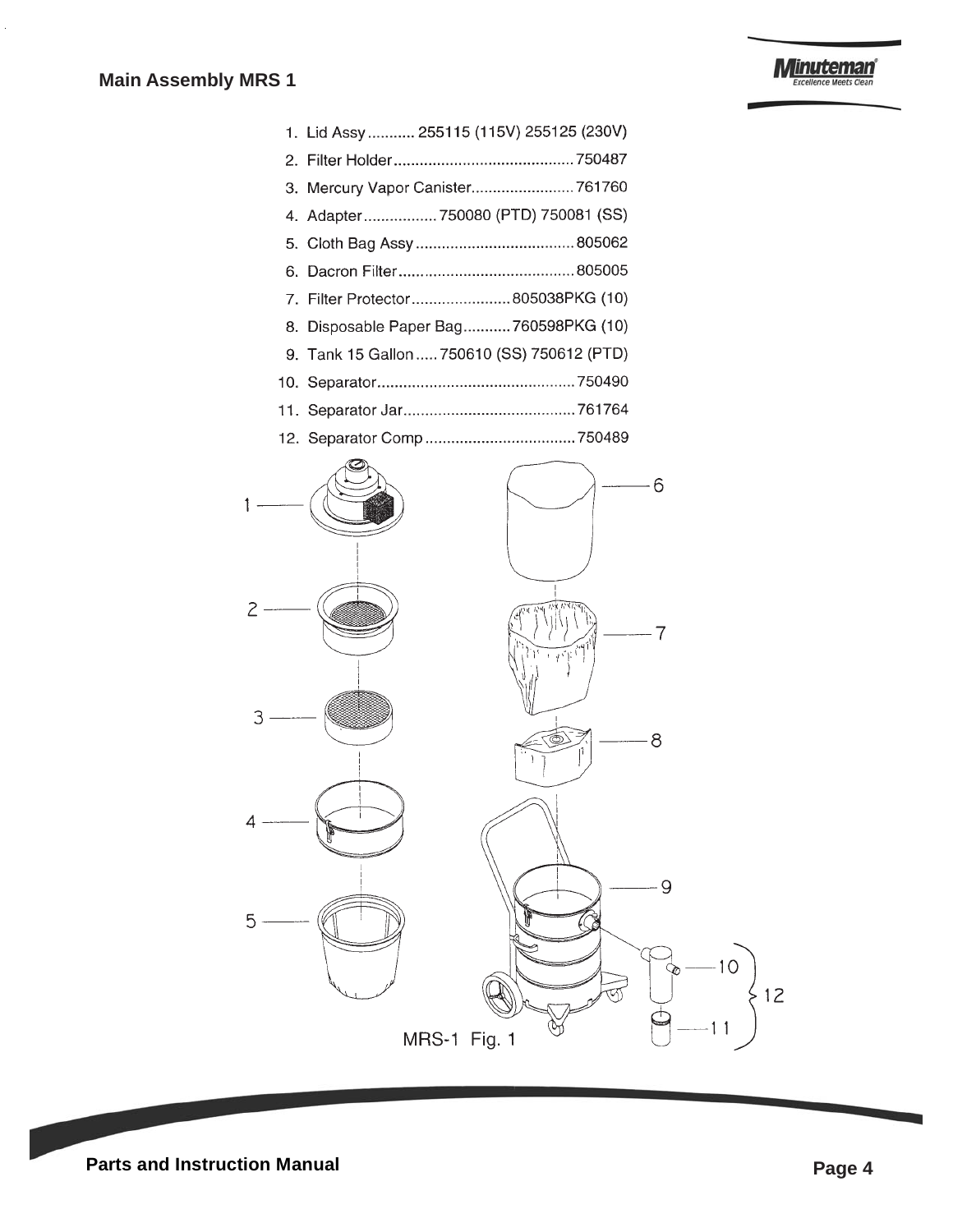## Main Assembly MRS 1

1. Lid Assy........... 255115 (115V) 255125 (230V)
2. Filter Holder.......................................... 750487
3. Mercury Vapor Canister........................ 761760
4. Adapter................. 750080 (PTD) 750081 (SS)
5. Cloth Bag Assy..................................... 805062
6. Dacron Filter......................................... 805005
7. Filter Protector....................... 805038PKG (10)
8. Disposable Paper Bag........... 760598PKG (10)
9. Tank 15 Gallon..... 750610 (SS) 750612 (PTD)
10. Separator.............................................. 750490
11. Separator Jar........................................ 761764
12. Separator Comp................................... 750489

MRS-1 Fig. 1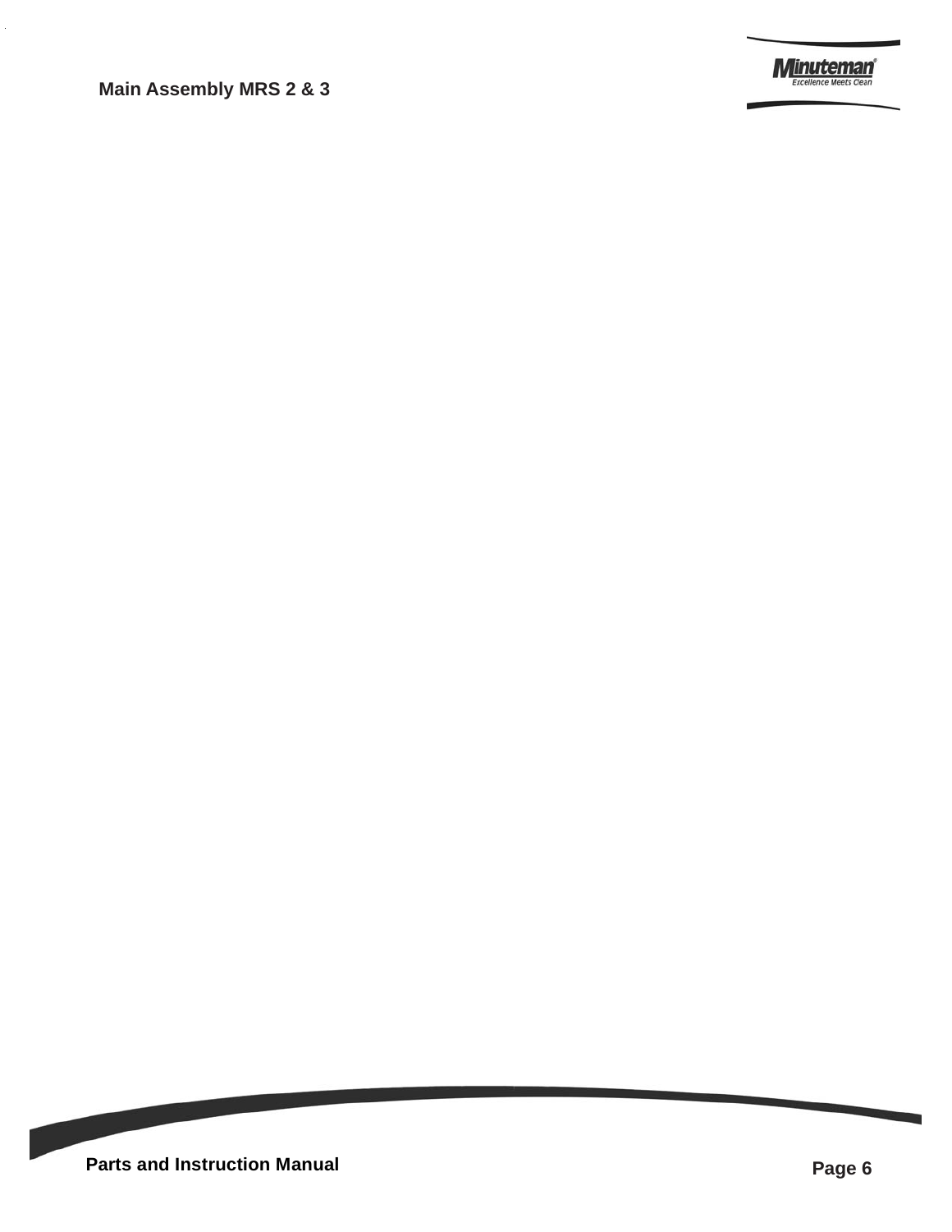# Main Assembly MRS 2 & 3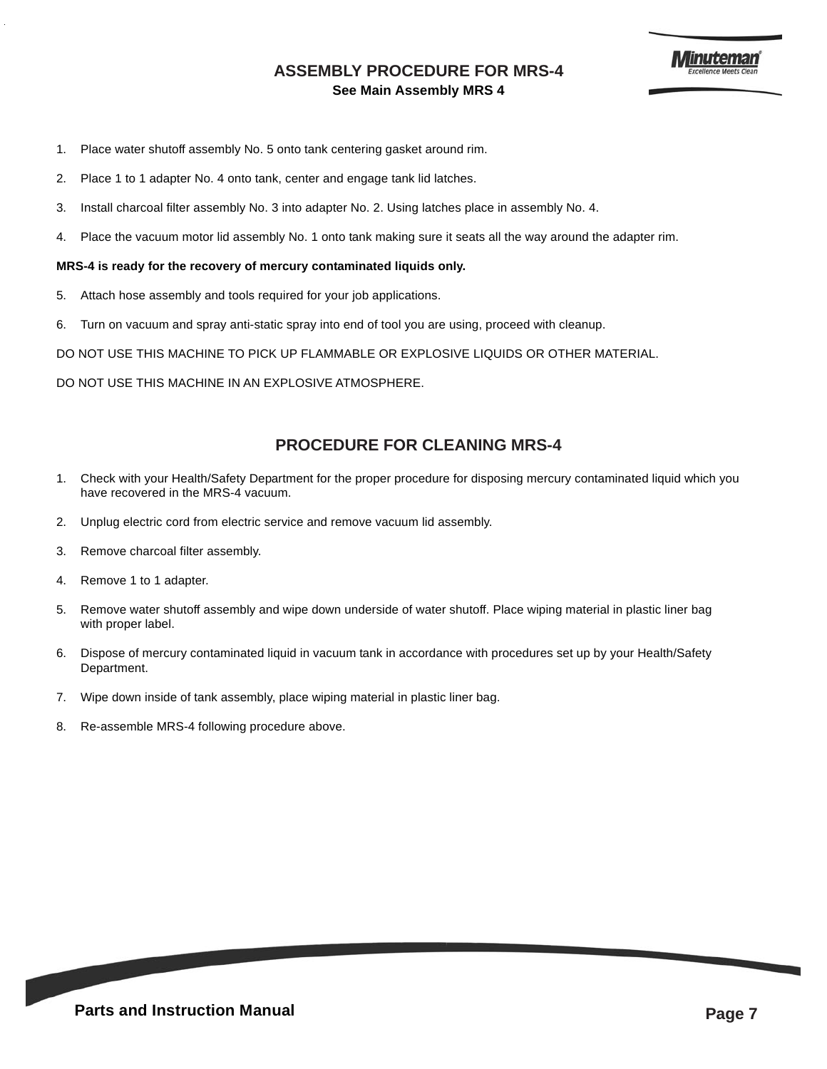# ASSEMBLY PROCEDURE FOR MRS-4

**See Main Assembly MRS 4**

1. Place water shutoff assembly No. 5 onto tank centering gasket around rim.

2. Place 1 to 1 adapter No. 4 onto tank, center and engage tank lid latches.

3. Install charcoal filter assembly No. 3 into adapter No. 2. Using latches place in assembly No. 4.

4. Place the vacuum motor lid assembly No. 1 onto tank making sure it seats all the way around the adapter rim.

**MRS-4 is ready for the recovery of mercury contaminated liquids only.**

5. Attach hose assembly and tools required for your job applications.

6. Turn on vacuum and spray anti-static spray into end of tool you are using, proceed with cleanup.

DO NOT USE THIS MACHINE TO PICK UP FLAMMABLE OR EXPLOSIVE LIQUIDS OR OTHER MATERIAL.

DO NOT USE THIS MACHINE IN AN EXPLOSIVE ATMOSPHERE.

# PROCEDURE FOR CLEANING MRS-4

1. Check with your Health/Safety Department for the proper procedure for disposing mercury contaminated liquid which you have recovered in the MRS-4 vacuum.

2. Unplug electric cord from electric service and remove vacuum lid assembly.

3. Remove charcoal filter assembly.

4. Remove 1 to 1 adapter.

5. Remove water shutoff assembly and wipe down underside of water shutoff. Place wiping material in plastic liner bag with proper label.

6. Dispose of mercury contaminated liquid in vacuum tank in accordance with procedures set up by your Health/Safety Department.

7. Wipe down inside of tank assembly, place wiping material in plastic liner bag.

8. Re-assemble MRS-4 following procedure above.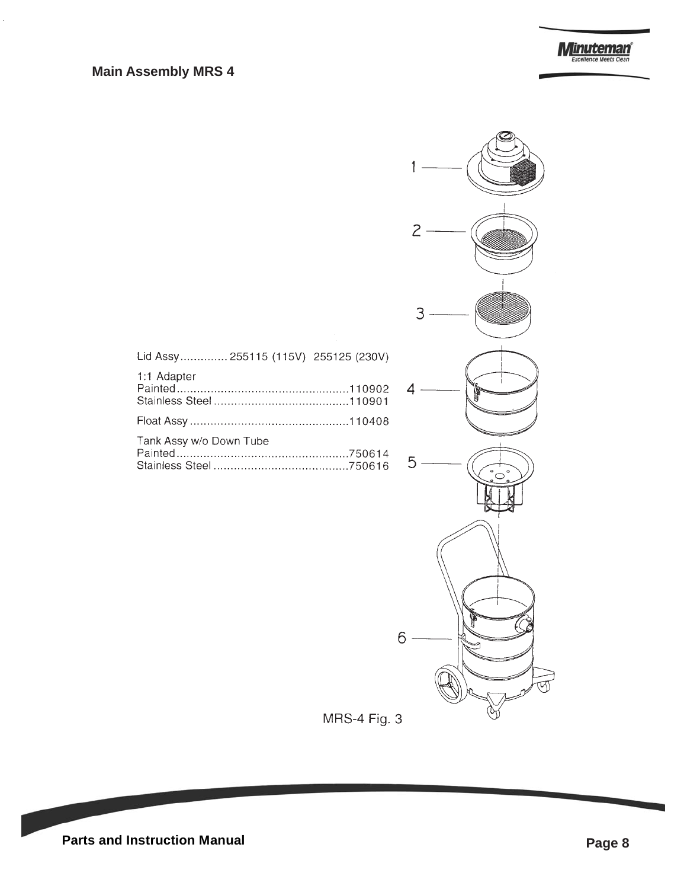## Main Assembly MRS 4

| Item | Description | Part No. |
|---|---|---|
| 1 | Lid Assy | 255115 (115V) 255125 (230V) |
| 2 | 1:1 Adapter | |
| | Painted | 110902 |
| | Stainless Steel | 110901 |
| 3 | Float Assy | 110408 |
| 4 | Tank Assy w/o Down Tube | |
| | Painted | 750614 |
| | Stainless Steel | 750616 |

MRS-4 Fig. 3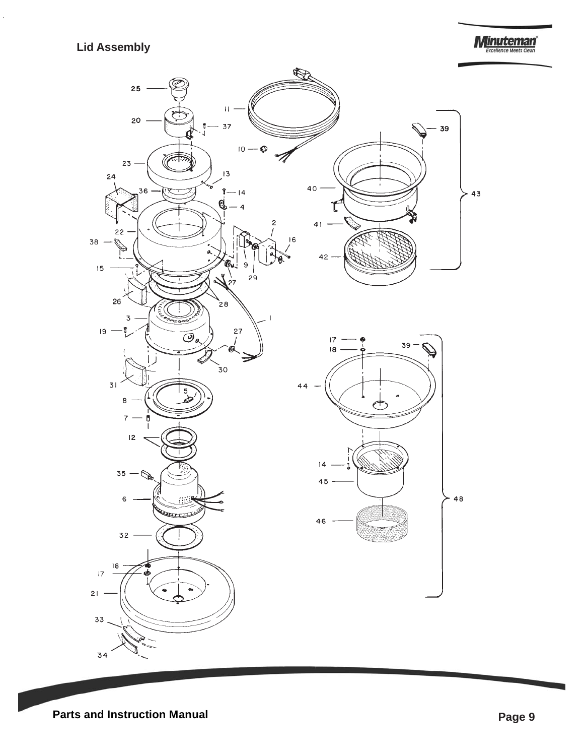## Lid Assembly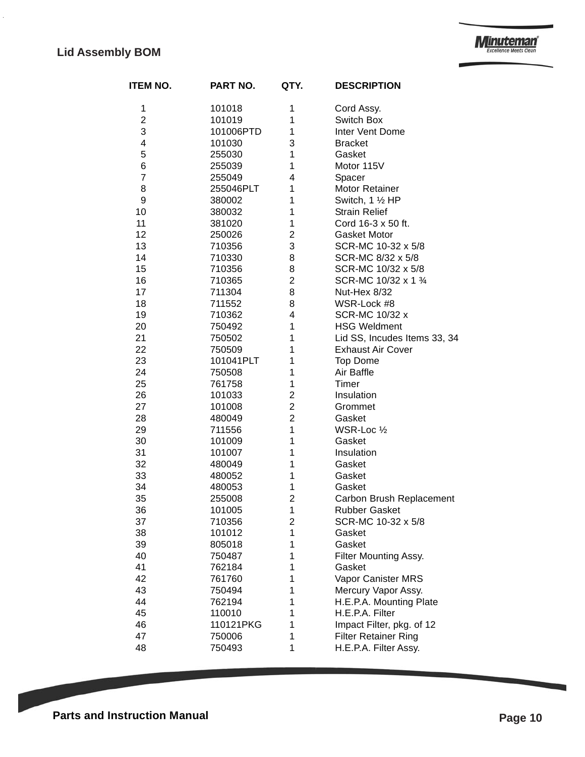## Lid Assembly BOM

| ITEM NO. | PART NO. | QTY. | DESCRIPTION |
|---|---|---|---|
| 1 | 101018 | 1 | Cord Assy. |
| 2 | 101019 | 1 | Switch Box |
| 3 | 101006PTD | 1 | Inter Vent Dome |
| 4 | 101030 | 3 | Bracket |
| 5 | 255030 | 1 | Gasket |
| 6 | 255039 | 1 | Motor 115V |
| 7 | 255049 | 4 | Spacer |
| 8 | 255046PLT | 1 | Motor Retainer |
| 9 | 380002 | 1 | Switch, 1 ½ HP |
| 10 | 380032 | 1 | Strain Relief |
| 11 | 381020 | 1 | Cord 16-3 x 50 ft. |
| 12 | 250026 | 2 | Gasket Motor |
| 13 | 710356 | 3 | SCR-MC 10-32 x 5/8 |
| 14 | 710330 | 8 | SCR-MC 8/32 x 5/8 |
| 15 | 710356 | 8 | SCR-MC 10/32 x 5/8 |
| 16 | 710365 | 2 | SCR-MC 10/32 x 1 ¾ |
| 17 | 711304 | 8 | Nut-Hex 8/32 |
| 18 | 711552 | 8 | WSR-Lock #8 |
| 19 | 710362 | 4 | SCR-MC 10/32 x |
| 20 | 750492 | 1 | HSG Weldment |
| 21 | 750502 | 1 | Lid SS, Incudes Items 33, 34 |
| 22 | 750509 | 1 | Exhaust Air Cover |
| 23 | 101041PLT | 1 | Top Dome |
| 24 | 750508 | 1 | Air Baffle |
| 25 | 761758 | 1 | Timer |
| 26 | 101033 | 2 | Insulation |
| 27 | 101008 | 2 | Grommet |
| 28 | 480049 | 2 | Gasket |
| 29 | 711556 | 1 | WSR-Loc ½ |
| 30 | 101009 | 1 | Gasket |
| 31 | 101007 | 1 | Insulation |
| 32 | 480049 | 1 | Gasket |
| 33 | 480052 | 1 | Gasket |
| 34 | 480053 | 1 | Gasket |
| 35 | 255008 | 2 | Carbon Brush Replacement |
| 36 | 101005 | 1 | Rubber Gasket |
| 37 | 710356 | 2 | SCR-MC 10-32 x 5/8 |
| 38 | 101012 | 1 | Gasket |
| 39 | 805018 | 1 | Gasket |
| 40 | 750487 | 1 | Filter Mounting Assy. |
| 41 | 762184 | 1 | Gasket |
| 42 | 761760 | 1 | Vapor Canister MRS |
| 43 | 750494 | 1 | Mercury Vapor Assy. |
| 44 | 762194 | 1 | H.E.P.A. Mounting Plate |
| 45 | 110010 | 1 | H.E.P.A. Filter |
| 46 | 110121PKG | 1 | Impact Filter, pkg. of 12 |
| 47 | 750006 | 1 | Filter Retainer Ring |
| 48 | 750493 | 1 | H.E.P.A. Filter Assy. |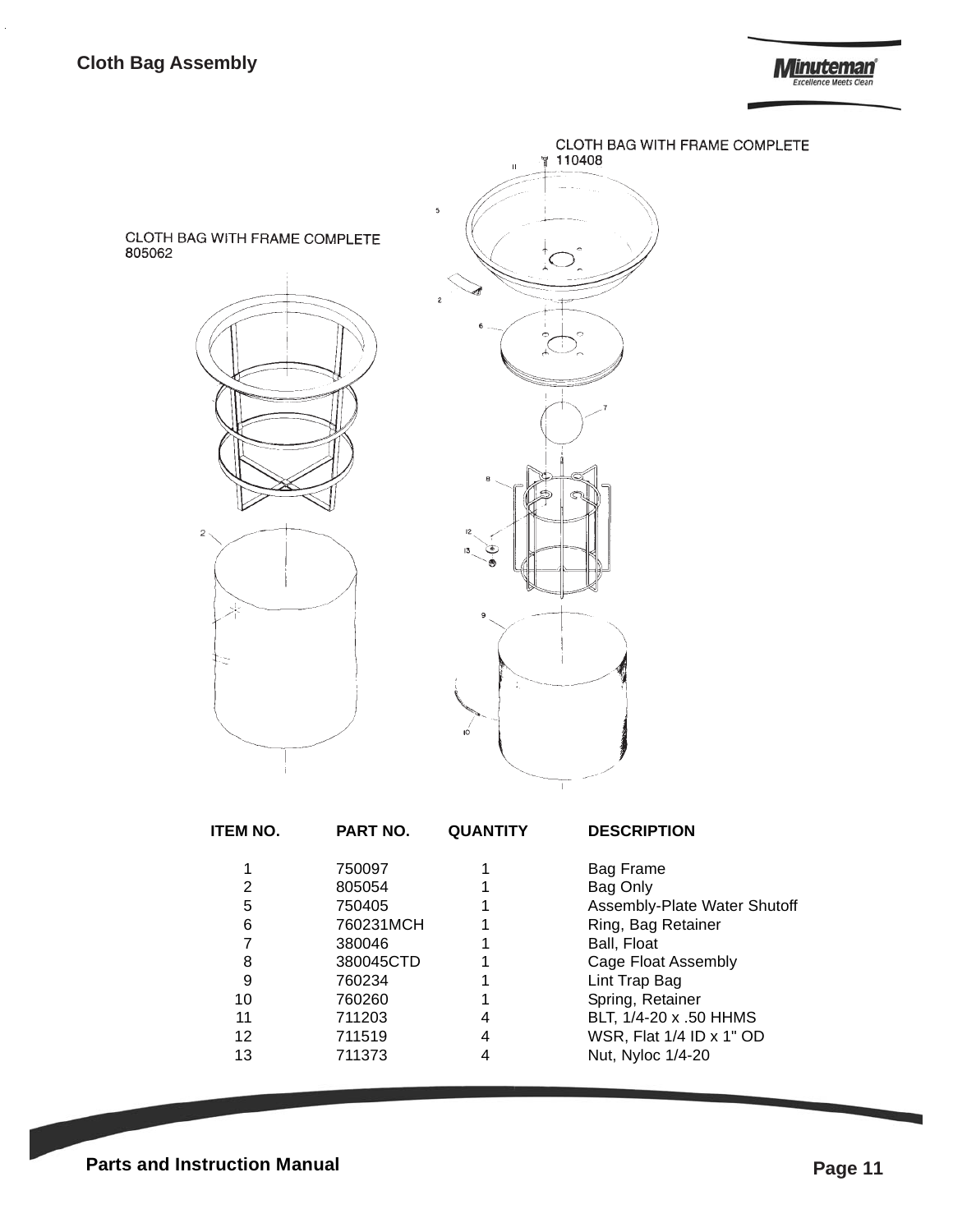## Cloth Bag Assembly

CLOTH BAG WITH FRAME COMPLETE
110408

CLOTH BAG WITH FRAME COMPLETE
805062

| ITEM NO. | PART NO. | QUANTITY | DESCRIPTION |
|---|---|---|---|
| 1 | 750097 | 1 | Bag Frame |
| 2 | 805054 | 1 | Bag Only |
| 5 | 750405 | 1 | Assembly-Plate Water Shutoff |
| 6 | 760231MCH | 1 | Ring, Bag Retainer |
| 7 | 380046 | 1 | Ball, Float |
| 8 | 380045CTD | 1 | Cage Float Assembly |
| 9 | 760234 | 1 | Lint Trap Bag |
| 10 | 760260 | 1 | Spring, Retainer |
| 11 | 711203 | 4 | BLT, 1/4-20 x .50 HHMS |
| 12 | 711519 | 4 | WSR, Flat 1/4 ID x 1" OD |
| 13 | 711373 | 4 | Nut, Nyloc 1/4-20 |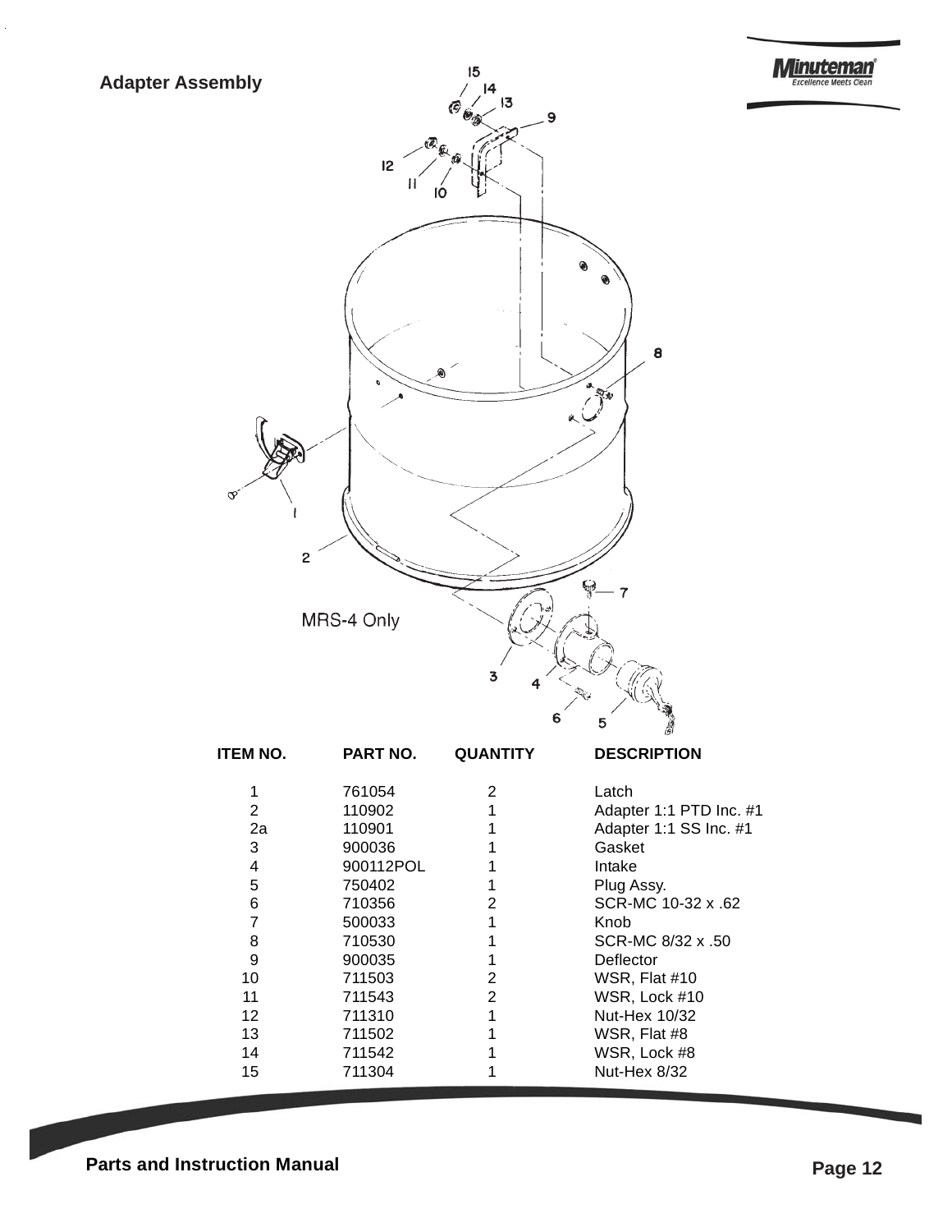## Adapter Assembly

MRS-4 Only

| ITEM NO. | PART NO. | QUANTITY | DESCRIPTION |
|---|---|---|---|
| 1 | 761054 | 2 | Latch |
| 2 | 110902 | 1 | Adapter 1:1 PTD Inc. #1 |
| 2a | 110901 | 1 | Adapter 1:1 SS Inc. #1 |
| 3 | 900036 | 1 | Gasket |
| 4 | 900112POL | 1 | Intake |
| 5 | 750402 | 1 | Plug Assy. |
| 6 | 710356 | 2 | SCR-MC 10-32 x .62 |
| 7 | 500033 | 1 | Knob |
| 8 | 710530 | 1 | SCR-MC 8/32 x .50 |
| 9 | 900035 | 1 | Deflector |
| 10 | 711503 | 2 | WSR, Flat #10 |
| 11 | 711543 | 2 | WSR, Lock #10 |
| 12 | 711310 | 1 | Nut-Hex 10/32 |
| 13 | 711502 | 1 | WSR, Flat #8 |
| 14 | 711542 | 1 | WSR, Lock #8 |
| 15 | 711304 | 1 | Nut-Hex 8/32 |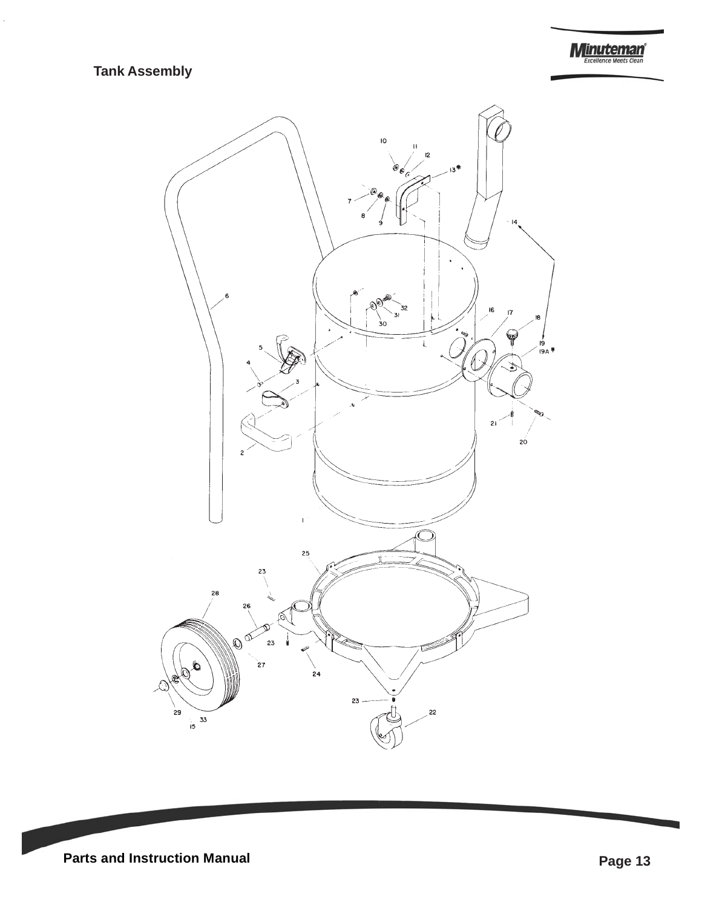## Tank Assembly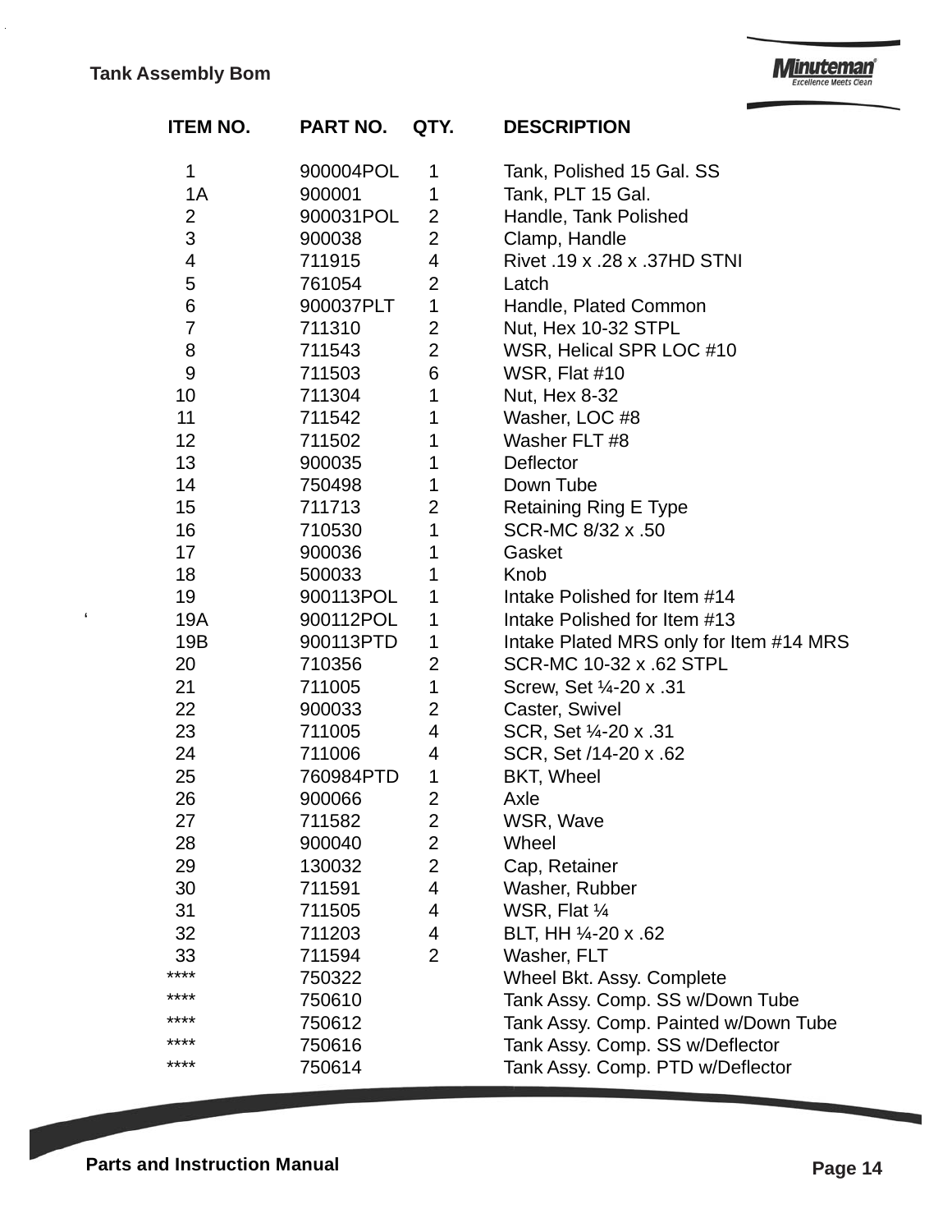## Tank Assembly Bom

| ITEM NO. | PART NO. | QTY. | DESCRIPTION |
|---|---|---|---|
| 1 | 900004POL | 1 | Tank, Polished 15 Gal. SS |
| 1A | 900001 | 1 | Tank, PLT 15 Gal. |
| 2 | 900031POL | 2 | Handle, Tank Polished |
| 3 | 900038 | 2 | Clamp, Handle |
| 4 | 711915 | 4 | Rivet .19 x .28 x .37HD STNI |
| 5 | 761054 | 2 | Latch |
| 6 | 900037PLT | 1 | Handle, Plated Common |
| 7 | 711310 | 2 | Nut, Hex 10-32 STPL |
| 8 | 711543 | 2 | WSR, Helical SPR LOC #10 |
| 9 | 711503 | 6 | WSR, Flat #10 |
| 10 | 711304 | 1 | Nut, Hex 8-32 |
| 11 | 711542 | 1 | Washer, LOC #8 |
| 12 | 711502 | 1 | Washer FLT #8 |
| 13 | 900035 | 1 | Deflector |
| 14 | 750498 | 1 | Down Tube |
| 15 | 711713 | 2 | Retaining Ring E Type |
| 16 | 710530 | 1 | SCR-MC 8/32 x .50 |
| 17 | 900036 | 1 | Gasket |
| 18 | 500033 | 1 | Knob |
| 19 | 900113POL | 1 | Intake Polished for Item #14 |
| 19A | 900112POL | 1 | Intake Polished for Item #13 |
| 19B | 900113PTD | 1 | Intake Plated MRS only for Item #14 MRS |
| 20 | 710356 | 2 | SCR-MC 10-32 x .62 STPL |
| 21 | 711005 | 1 | Screw, Set ¼-20 x .31 |
| 22 | 900033 | 2 | Caster, Swivel |
| 23 | 711005 | 4 | SCR, Set ¼-20 x .31 |
| 24 | 711006 | 4 | SCR, Set /14-20 x .62 |
| 25 | 760984PTD | 1 | BKT, Wheel |
| 26 | 900066 | 2 | Axle |
| 27 | 711582 | 2 | WSR, Wave |
| 28 | 900040 | 2 | Wheel |
| 29 | 130032 | 2 | Cap, Retainer |
| 30 | 711591 | 4 | Washer, Rubber |
| 31 | 711505 | 4 | WSR, Flat ¼ |
| 32 | 711203 | 4 | BLT, HH ¼-20 x .62 |
| 33 | 711594 | 2 | Washer, FLT |
| **** | 750322 | | Wheel Bkt. Assy. Complete |
| **** | 750610 | | Tank Assy. Comp. SS w/Down Tube |
| **** | 750612 | | Tank Assy. Comp. Painted w/Down Tube |
| **** | 750616 | | Tank Assy. Comp. SS w/Deflector |
| **** | 750614 | | Tank Assy. Comp. PTD w/Deflector |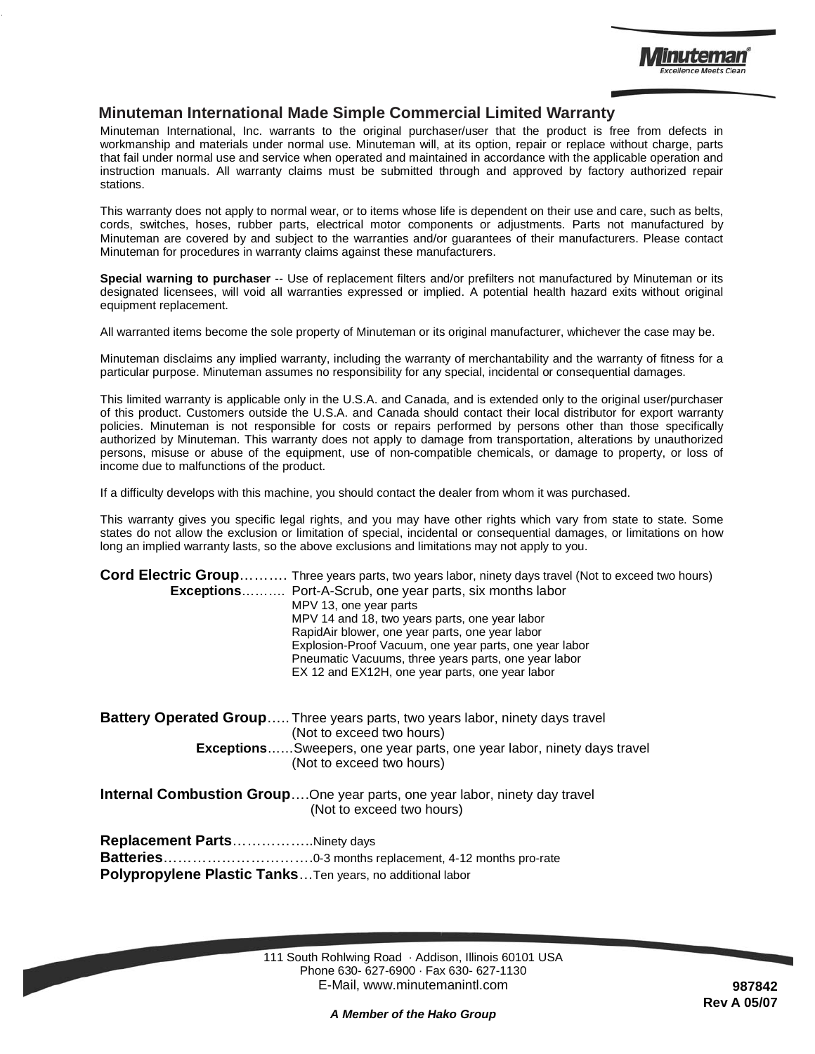Minuteman
Excellence Meets Clean

## Minuteman International Made Simple Commercial Limited Warranty

Minuteman International, Inc. warrants to the original purchaser/user that the product is free from defects in workmanship and materials under normal use. Minuteman will, at its option, repair or replace without charge, parts that fail under normal use and service when operated and maintained in accordance with the applicable operation and instruction manuals. All warranty claims must be submitted through and approved by factory authorized repair stations.

This warranty does not apply to normal wear, or to items whose life is dependent on their use and care, such as belts, cords, switches, hoses, rubber parts, electrical motor components or adjustments. Parts not manufactured by Minuteman are covered by and subject to the warranties and/or guarantees of their manufacturers. Please contact Minuteman for procedures in warranty claims against these manufacturers.

**Special warning to purchaser** -- Use of replacement filters and/or prefilters not manufactured by Minuteman or its designated licensees, will void all warranties expressed or implied. A potential health hazard exits without original equipment replacement.

All warranted items become the sole property of Minuteman or its original manufacturer, whichever the case may be.

Minuteman disclaims any implied warranty, including the warranty of merchantability and the warranty of fitness for a particular purpose. Minuteman assumes no responsibility for any special, incidental or consequential damages.

This limited warranty is applicable only in the U.S.A. and Canada, and is extended only to the original user/purchaser of this product. Customers outside the U.S.A. and Canada should contact their local distributor for export warranty policies. Minuteman is not responsible for costs or repairs performed by persons other than those specifically authorized by Minuteman. This warranty does not apply to damage from transportation, alterations by unauthorized persons, misuse or abuse of the equipment, use of non-compatible chemicals, or damage to property, or loss of income due to malfunctions of the product.

If a difficulty develops with this machine, you should contact the dealer from whom it was purchased.

This warranty gives you specific legal rights, and you may have other rights which vary from state to state. Some states do not allow the exclusion or limitation of special, incidental or consequential damages, or limitations on how long an implied warranty lasts, so the above exclusions and limitations may not apply to you.

**Cord Electric Group**………. Three years parts, two years labor, ninety days travel (Not to exceed two hours)
**Exceptions**………. Port-A-Scrub, one year parts, six months labor
MPV 13, one year parts
MPV 14 and 18, two years parts, one year labor
RapidAir blower, one year parts, one year labor
Explosion-Proof Vacuum, one year parts, one year labor
Pneumatic Vacuums, three years parts, one year labor
EX 12 and EX12H, one year parts, one year labor

**Battery Operated Group**….. Three years parts, two years labor, ninety days travel (Not to exceed two hours)
**Exceptions**……Sweepers, one year parts, one year labor, ninety days travel (Not to exceed two hours)

**Internal Combustion Group**….One year parts, one year labor, ninety day travel (Not to exceed two hours)

**Replacement Parts**…………….Ninety days
**Batteries**………………………….0-3 months replacement, 4-12 months pro-rate
**Polypropylene Plastic Tanks**…Ten years, no additional labor

111 South Rohlwing Road · Addison, Illinois 60101 USA
Phone 630- 627-6900 · Fax 630- 627-1130
E-Mail, www.minutemanintl.com

**987842**
**Rev A 05/07**

***A Member of the Hako Group***